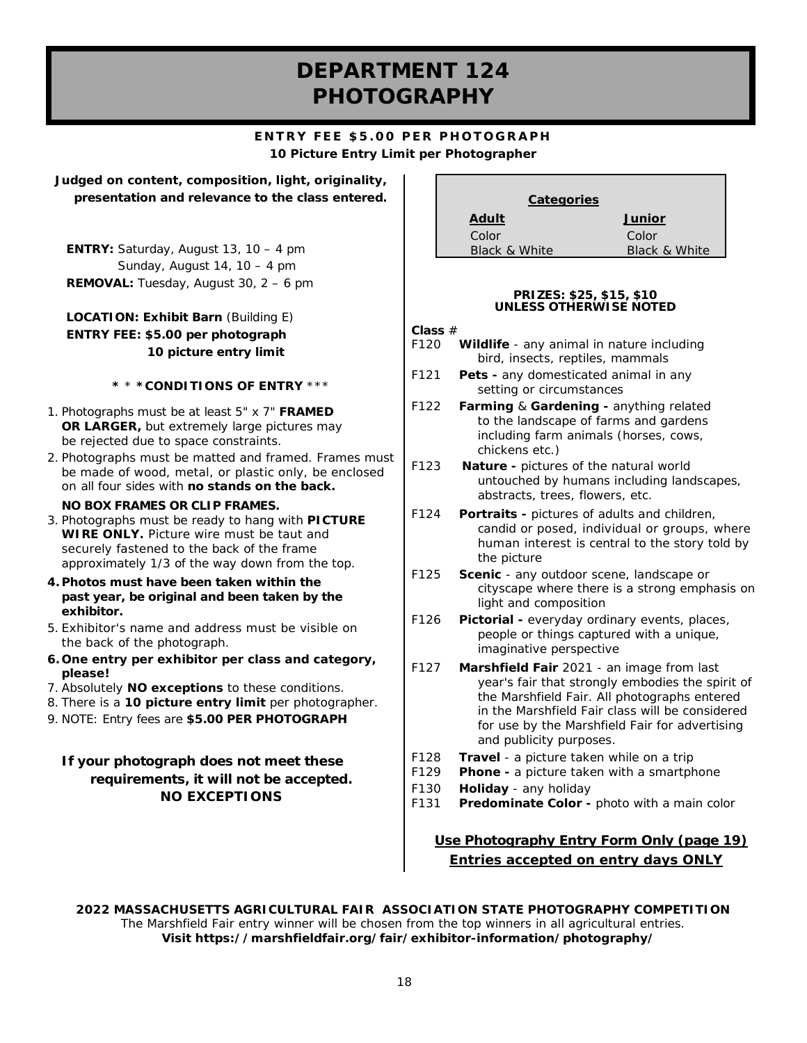# DEPARTMENT 124
# PHOTOGRAPHY

**ENTRY FEE $5.00 PER PHOTOGRAPH**
**10 Picture Entry Limit per Photographer**

**Judged on content, composition, light, originality, presentation and relevance to the class entered.**

**ENTRY:** Saturday, August 13, 10 – 4 pm
Sunday, August 14, 10 – 4 pm
**REMOVAL:** Tuesday, August 30, 2 – 6 pm

**LOCATION: Exhibit Barn** (Building E)
**ENTRY FEE: $5.00 per photograph**
**10 picture entry limit**

**\* \* \*CONDITIONS OF ENTRY \*\*\***

1. Photographs must be at least 5" x 7" **FRAMED OR LARGER,** but extremely large pictures may be rejected due to space constraints.
2. Photographs must be matted and framed. Frames must be made of wood, metal, or plastic only, be enclosed on all four sides with **no stands on the back.**

   **NO BOX FRAMES OR CLIP FRAMES.**
3. Photographs must be ready to hang with **PICTURE WIRE ONLY.** Picture wire must be taut and securely fastened to the back of the frame approximately 1/3 of the way down from the top.
4. **Photos must have been taken within the past year, be original and been taken by the exhibitor.**
5. Exhibitor's name and address must be visible on the back of the photograph.
6. **One entry per exhibitor per class and category, please!**
7. Absolutely **NO exceptions** to these conditions.
8. There is a **10 picture entry limit** per photographer.
9. NOTE: Entry fees are **$5.00 PER PHOTOGRAPH**

**If your photograph does not meet these requirements, it will not be accepted. NO EXCEPTIONS**

| Categories | |
|---|---|
| **Adult** | **Junior** |
| Color | Color |
| Black & White | Black & White |

**PRIZES: $25, $15, $10**
**UNLESS OTHERWISE NOTED**

**Class #**

- F120 **Wildlife** - any animal in nature including bird, insects, reptiles, mammals
- F121 **Pets -** any domesticated animal in any setting or circumstances
- F122 **Farming** & **Gardening -** anything related to the landscape of farms and gardens including farm animals (horses, cows, chickens etc.)
- F123 **Nature -** pictures of the natural world untouched by humans including landscapes, abstracts, trees, flowers, etc.
- F124 **Portraits -** pictures of adults and children, candid or posed, individual or groups, where human interest is central to the story told by the picture
- F125 **Scenic** - any outdoor scene, landscape or cityscape where there is a strong emphasis on light and composition
- F126 **Pictorial -** everyday ordinary events, places, people or things captured with a unique, imaginative perspective
- F127 **Marshfield Fair** 2021 - an image from last year's fair that strongly embodies the spirit of the Marshfield Fair. All photographs entered in the Marshfield Fair class will be considered for use by the Marshfield Fair for advertising and publicity purposes.
- F128 **Travel** - a picture taken while on a trip
- F129 **Phone -** a picture taken with a smartphone
- F130 **Holiday** - any holiday
- F131 **Predominate Color -** photo with a main color

**Use Photography Entry Form Only (page 19)**
**Entries accepted on entry days ONLY**

**2022 MASSACHUSETTS AGRICULTURAL FAIR ASSOCIATION STATE PHOTOGRAPHY COMPETITION**
The Marshfield Fair entry winner will be chosen from the top winners in all agricultural entries.
**Visit https://marshfieldfair.org/fair/exhibitor-information/photography/**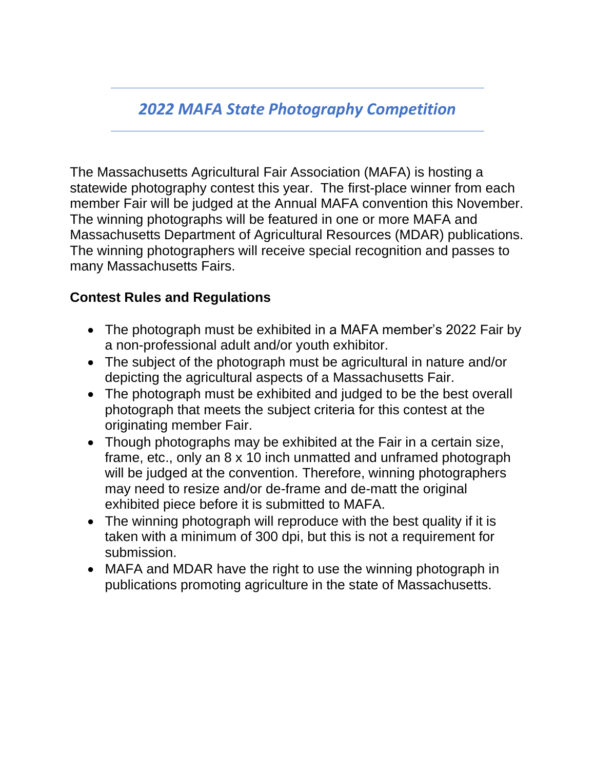## *2022 MAFA State Photography Competition*

The Massachusetts Agricultural Fair Association (MAFA) is hosting a statewide photography contest this year. The first-place winner from each member Fair will be judged at the Annual MAFA convention this November. The winning photographs will be featured in one or more MAFA and Massachusetts Department of Agricultural Resources (MDAR) publications. The winning photographers will receive special recognition and passes to many Massachusetts Fairs.

**Contest Rules and Regulations**

- The photograph must be exhibited in a MAFA member's 2022 Fair by a non-professional adult and/or youth exhibitor.
- The subject of the photograph must be agricultural in nature and/or depicting the agricultural aspects of a Massachusetts Fair.
- The photograph must be exhibited and judged to be the best overall photograph that meets the subject criteria for this contest at the originating member Fair.
- Though photographs may be exhibited at the Fair in a certain size, frame, etc., only an 8 x 10 inch unmatted and unframed photograph will be judged at the convention. Therefore, winning photographers may need to resize and/or de-frame and de-matt the original exhibited piece before it is submitted to MAFA.
- The winning photograph will reproduce with the best quality if it is taken with a minimum of 300 dpi, but this is not a requirement for submission.
- MAFA and MDAR have the right to use the winning photograph in publications promoting agriculture in the state of Massachusetts.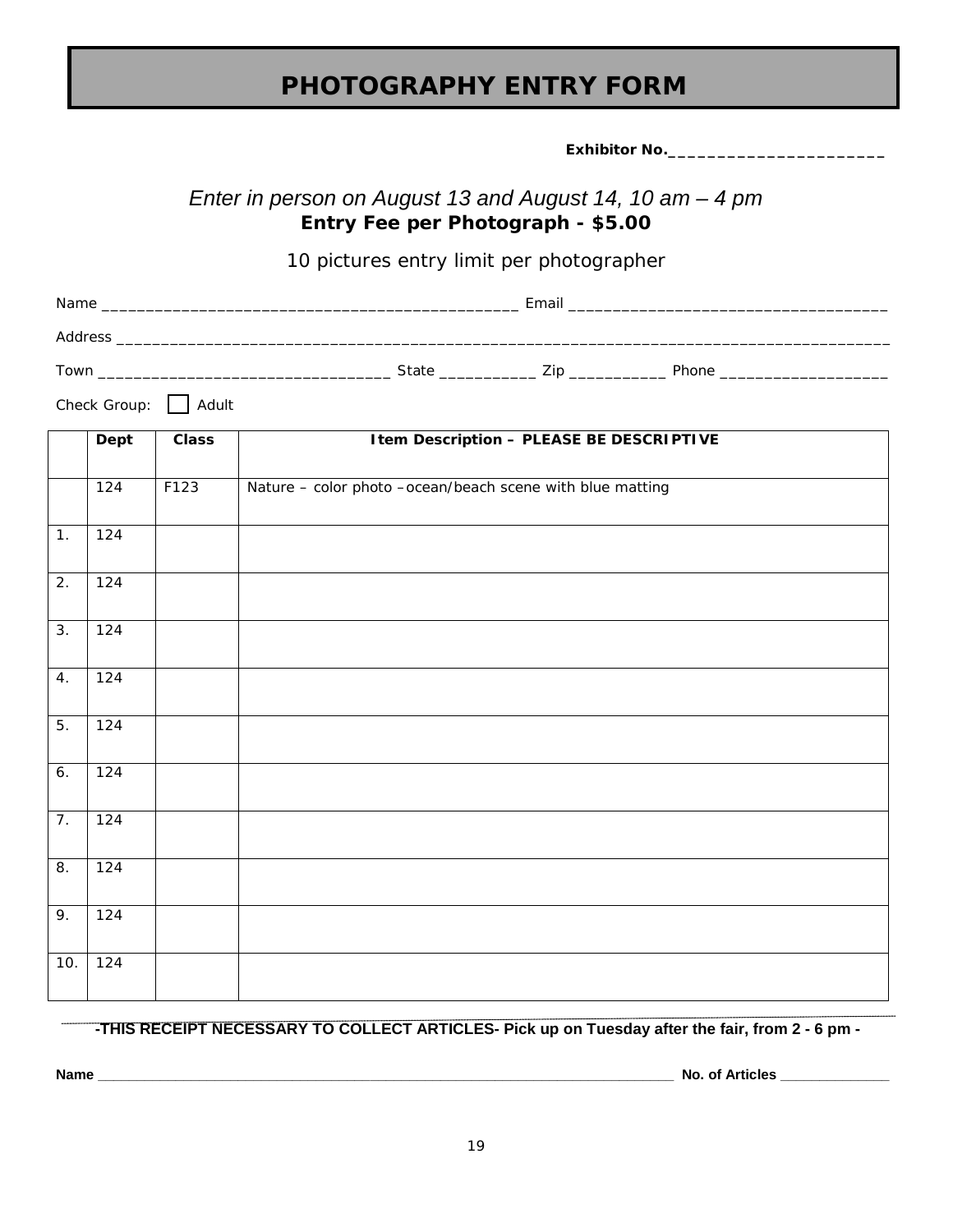# PHOTOGRAPHY ENTRY FORM

**Exhibitor No.______________________**

*Enter in person on August 13 and August 14, 10 am – 4 pm*
**Entry Fee per Photograph - $5.00**

10 pictures entry limit per photographer

Name ____________________________________________ Email __________________________________

Address ________________________________________________________________________________

Town ______________________________ State __________ Zip __________ Phone __________________

Check Group: ☐ Adult

| | Dept | Class | Item Description – PLEASE BE DESCRIPTIVE |
|---|---|---|---|
| | 124 | F123 | Nature – color photo –ocean/beach scene with blue matting |
| 1. | 124 | | |
| 2. | 124 | | |
| 3. | 124 | | |
| 4. | 124 | | |
| 5. | 124 | | |
| 6. | 124 | | |
| 7. | 124 | | |
| 8. | 124 | | |
| 9. | 124 | | |
| 10. | 124 | | |

**-THIS RECEIPT NECESSARY TO COLLECT ARTICLES- Pick up on Tuesday after the fair, from 2 - 6 pm -**

**Name** ________________________________________________________________________ **No. of Articles** ______________